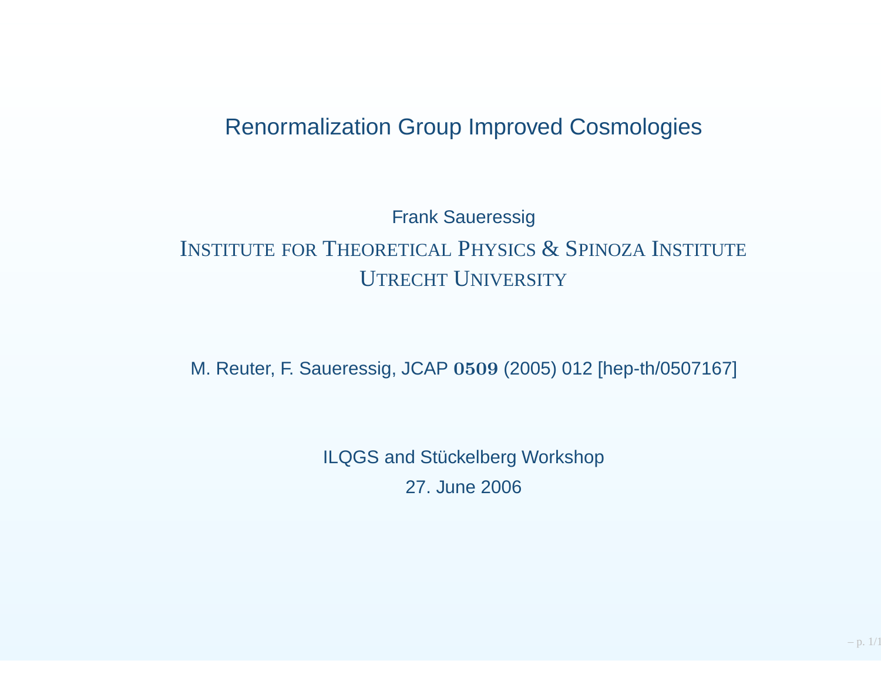# Renormalization Group Improved Cosmologies

Frank Saueressig

INSTITUTE FOR THEORETICAL PHYSICS & SPINOZA INSTITUTE

UTRECHT UNIVERSITY

M. Reuter, F. Saueressig, JCAP **0509** (2005) 012 [hep-th/0507167]

ILQGS and Stückelberg Workshop

27. June 2006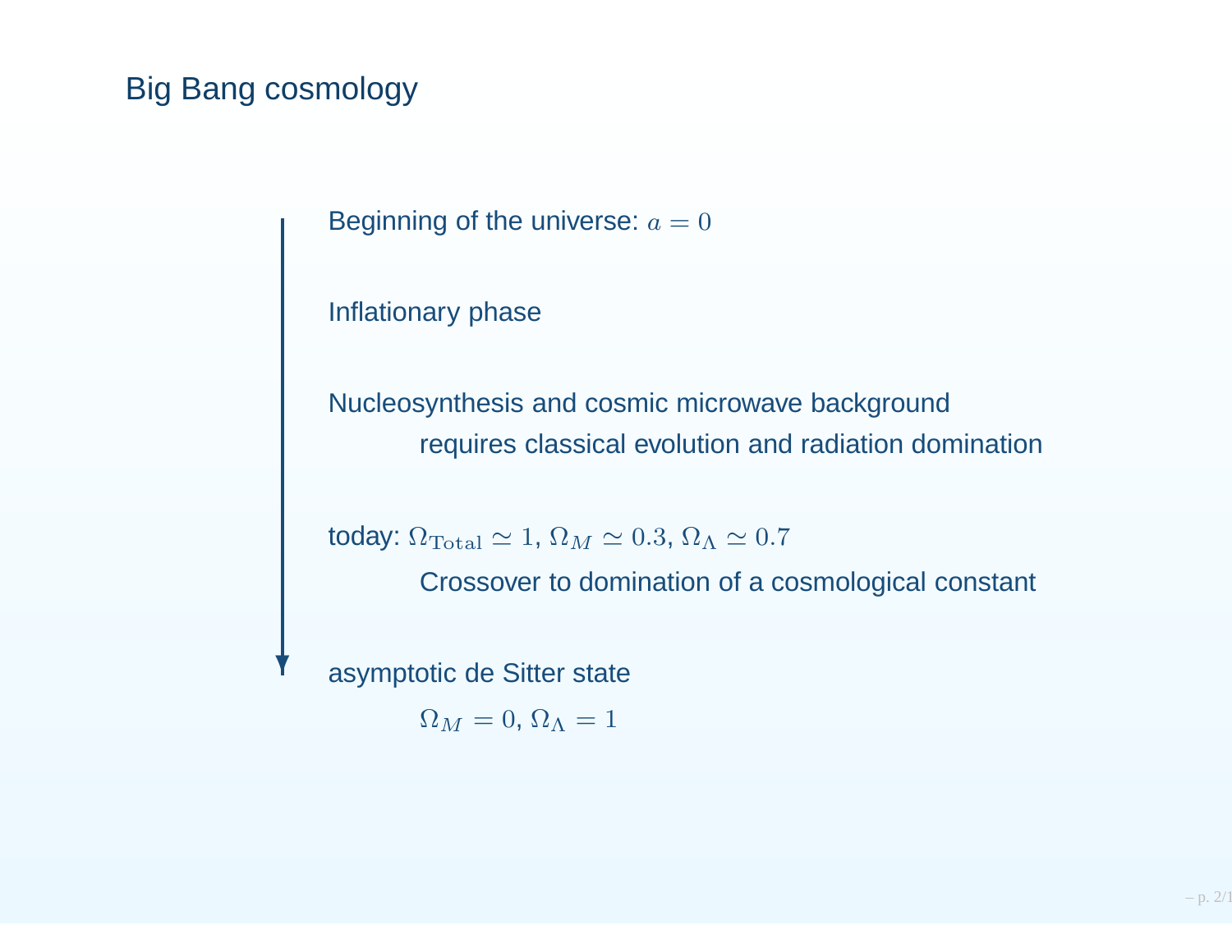# Big Bang cosmology

Beginning of the universe: $a = 0$

Inflationary phase

Nucleosynthesis and cosmic microwave background

requires classical evolution and radiation domination

today: $\Omega_{\text{Total}} \simeq 1$, $\Omega_M \simeq 0.3$, $\Omega_\Lambda \simeq 0.7$

Crossover to domination of a cosmological constant

asymptotic de Sitter state

$\Omega_M = 0$, $\Omega_\Lambda = 1$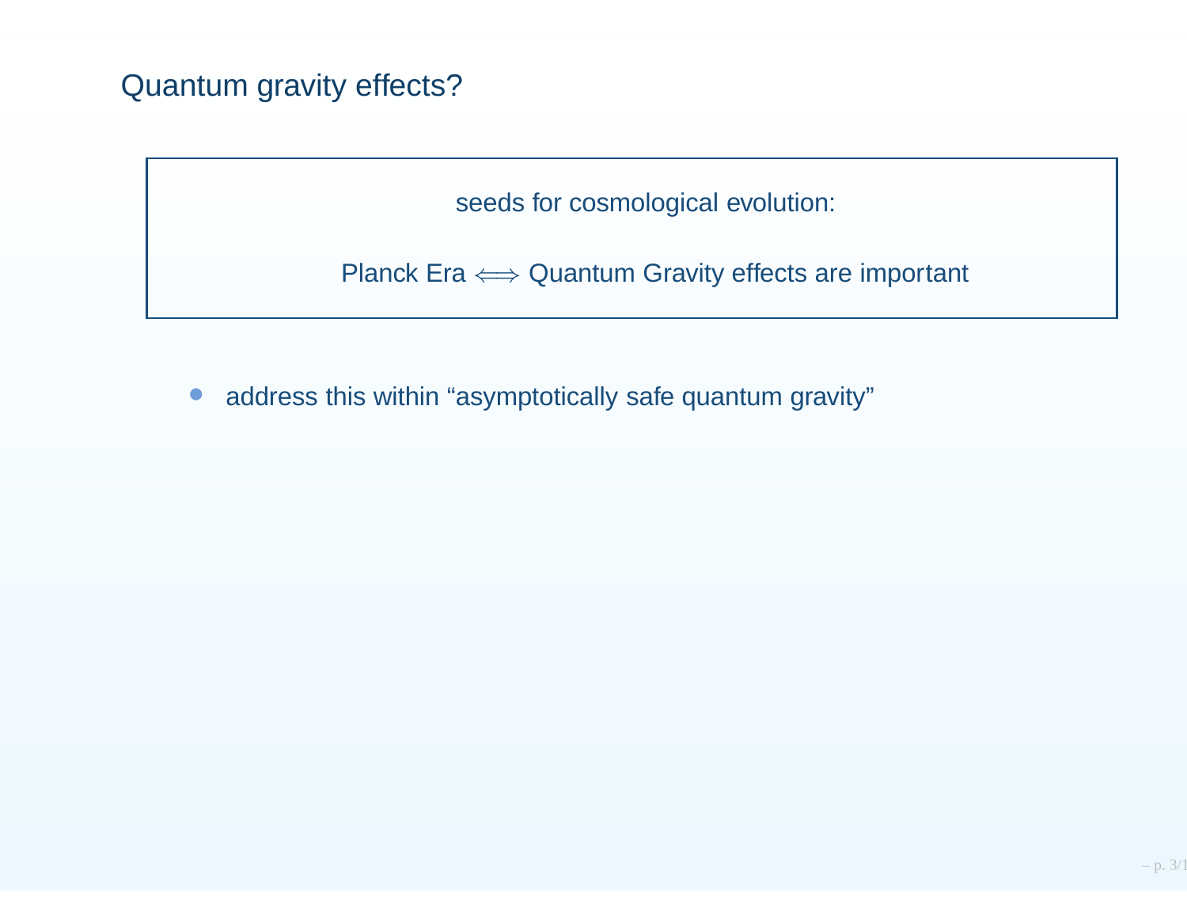# Quantum gravity effects?

seeds for cosmological evolution:

Planck Era $\Longleftrightarrow$ Quantum Gravity effects are important

- address this within “asymptotically safe quantum gravity”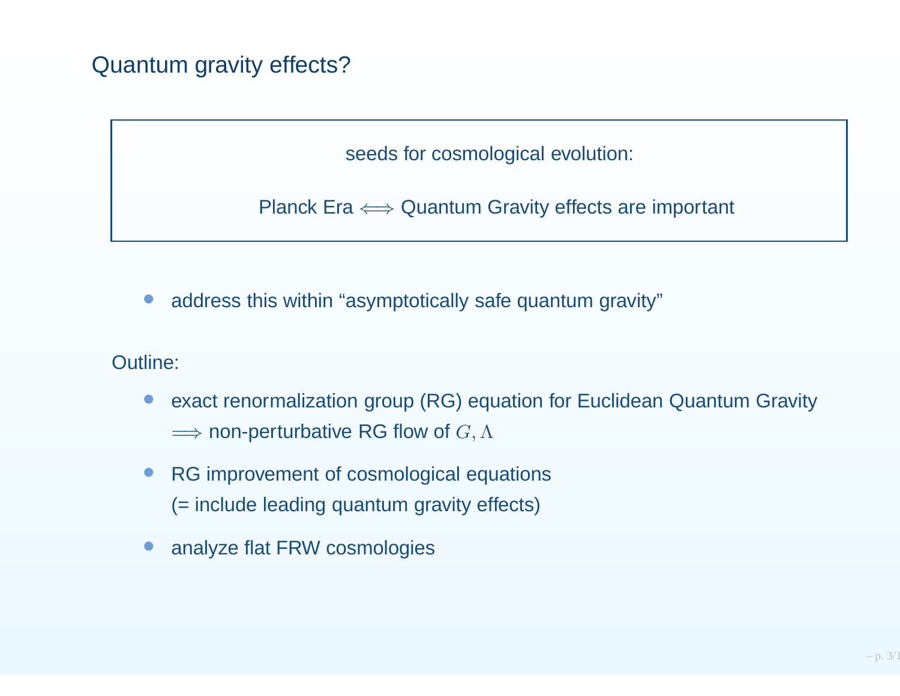# Quantum gravity effects?

> seeds for cosmological evolution:
>
> Planck Era $\Longleftrightarrow$ Quantum Gravity effects are important

- address this within “asymptotically safe quantum gravity”

Outline:

- exact renormalization group (RG) equation for Euclidean Quantum Gravity
  $\Longrightarrow$ non-perturbative RG flow of $G, \Lambda$
- RG improvement of cosmological equations
  (= include leading quantum gravity effects)
- analyze flat FRW cosmologies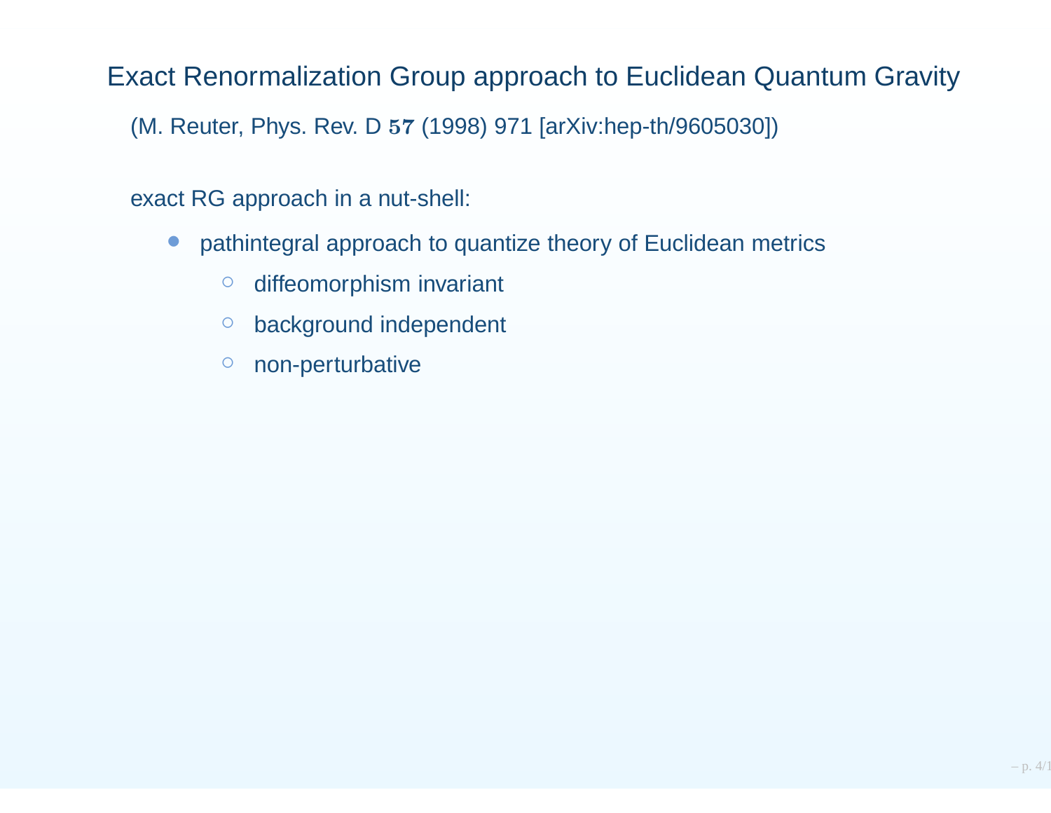# Exact Renormalization Group approach to Euclidean Quantum Gravity

(M. Reuter, Phys. Rev. D **57** (1998) 971 [arXiv:hep-th/9605030])

exact RG approach in a nut-shell:

- pathintegral approach to quantize theory of Euclidean metrics
  - diffeomorphism invariant
  - background independent
  - non-perturbative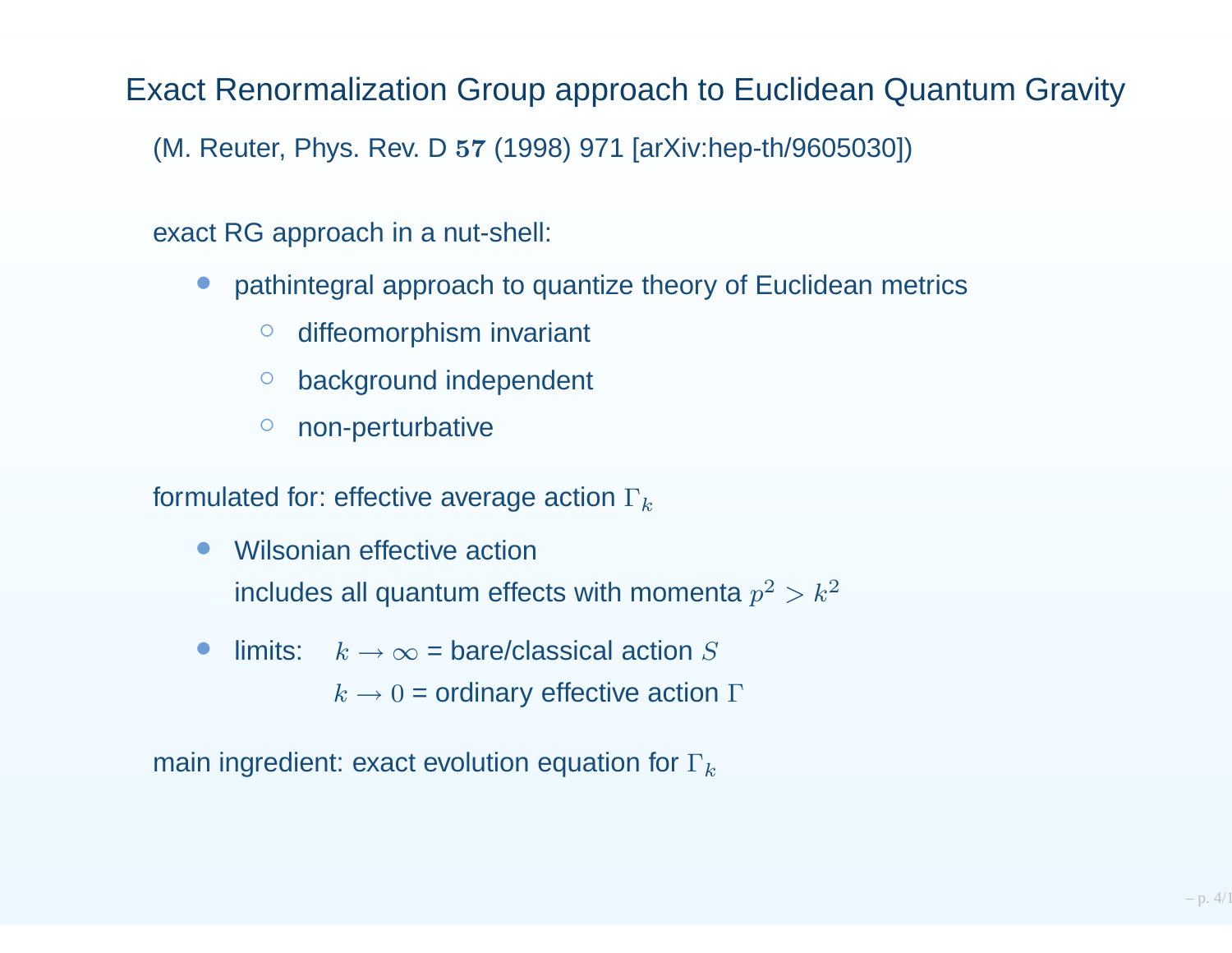# Exact Renormalization Group approach to Euclidean Quantum Gravity

(M. Reuter, Phys. Rev. D **57** (1998) 971 [arXiv:hep-th/9605030])

exact RG approach in a nut-shell:

- pathintegral approach to quantize theory of Euclidean metrics
  - diffeomorphism invariant
  - background independent
  - non-perturbative

formulated for: effective average action $\Gamma_k$

- Wilsonian effective action
  includes all quantum effects with momenta $p^2 > k^2$
- limits: $k \to \infty$ = bare/classical action $S$
  $k \to 0$ = ordinary effective action $\Gamma$

main ingredient: exact evolution equation for $\Gamma_k$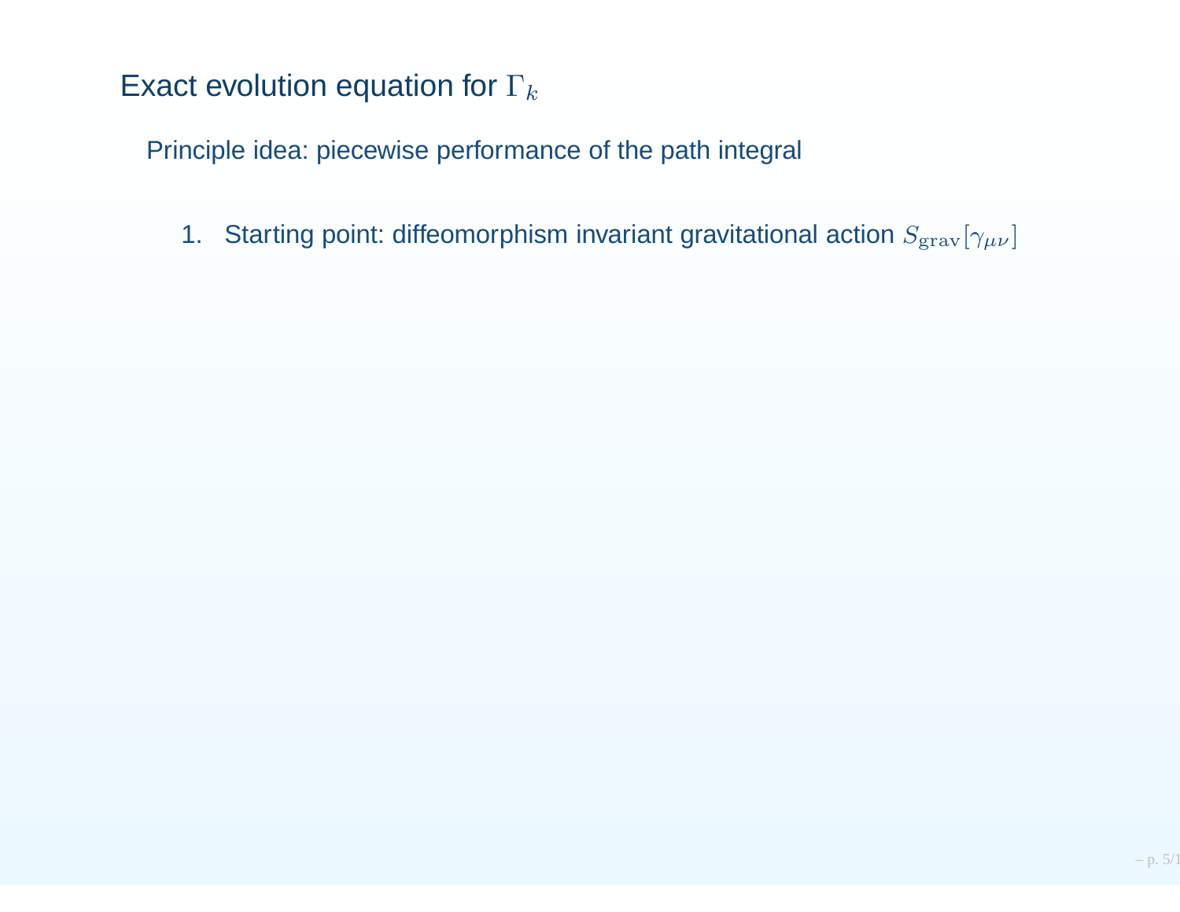## Exact evolution equation for $\Gamma_k$

Principle idea: piecewise performance of the path integral

1. Starting point: diffeomorphism invariant gravitational action $S_{\rm grav}[\gamma_{\mu\nu}]$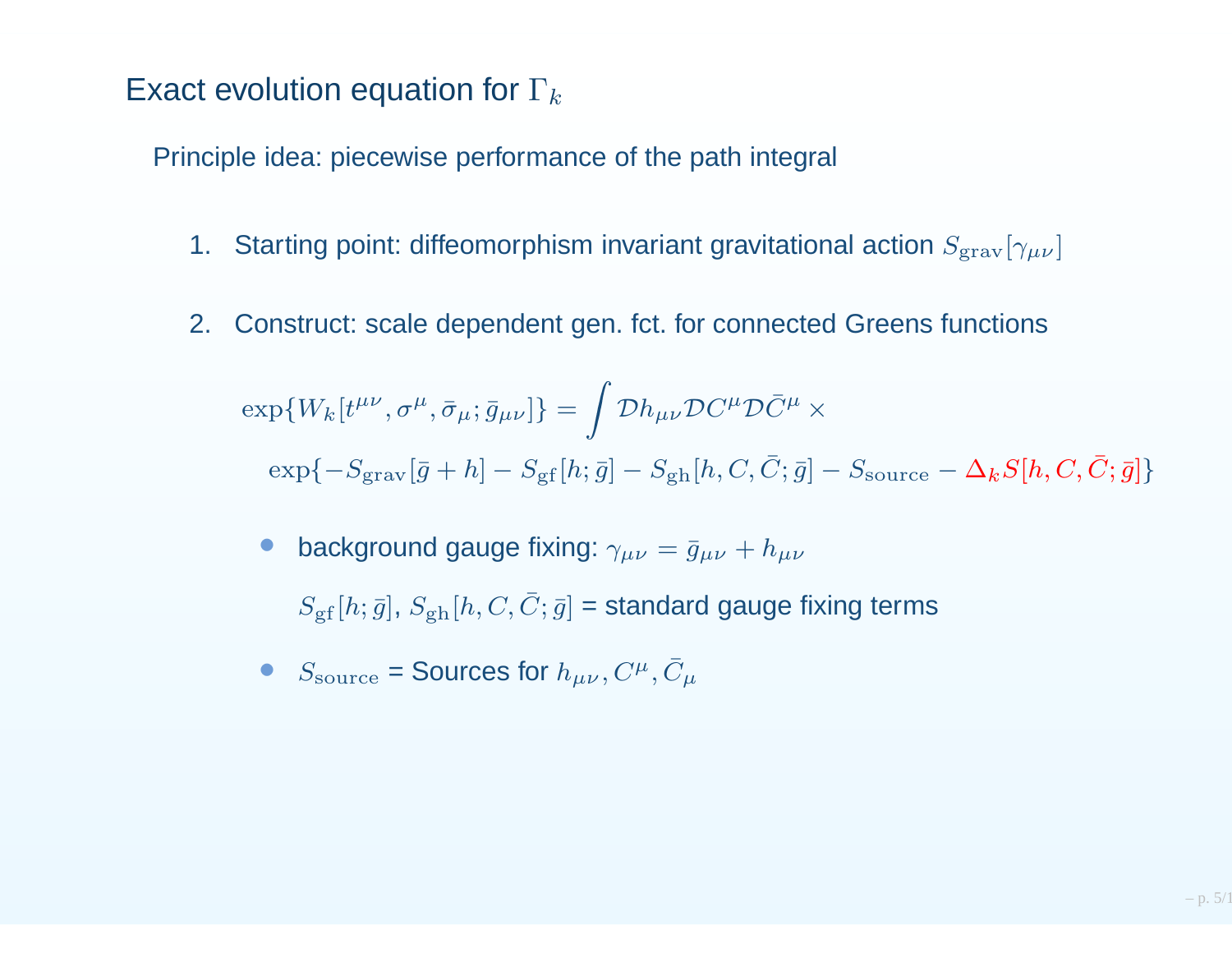## Exact evolution equation for $\Gamma_k$

Principle idea: piecewise performance of the path integral

1. Starting point: diffeomorphism invariant gravitational action $S_{\rm grav}[\gamma_{\mu\nu}]$

2. Construct: scale dependent gen. fct. for connected Greens functions

$$\exp\{W_k[t^{\mu\nu}, \sigma^\mu, \bar{\sigma}_\mu; \bar{g}_{\mu\nu}]\} = \int \mathcal{D}h_{\mu\nu}\mathcal{D}C^\mu\mathcal{D}\bar{C}^\mu \times$$

$$\exp\{-S_{\rm grav}[\bar{g}+h] - S_{\rm gf}[h;\bar{g}] - S_{\rm gh}[h, C, \bar{C}; \bar{g}] - S_{\rm source} - \Delta_k S[h, C, \bar{C}; \bar{g}]\}$$

- background gauge fixing: $\gamma_{\mu\nu} = \bar{g}_{\mu\nu} + h_{\mu\nu}$

  $S_{\rm gf}[h;\bar{g}]$, $S_{\rm gh}[h, C, \bar{C}; \bar{g}]$ = standard gauge fixing terms

- $S_{\rm source}$ = Sources for $h_{\mu\nu}, C^\mu, \bar{C}_\mu$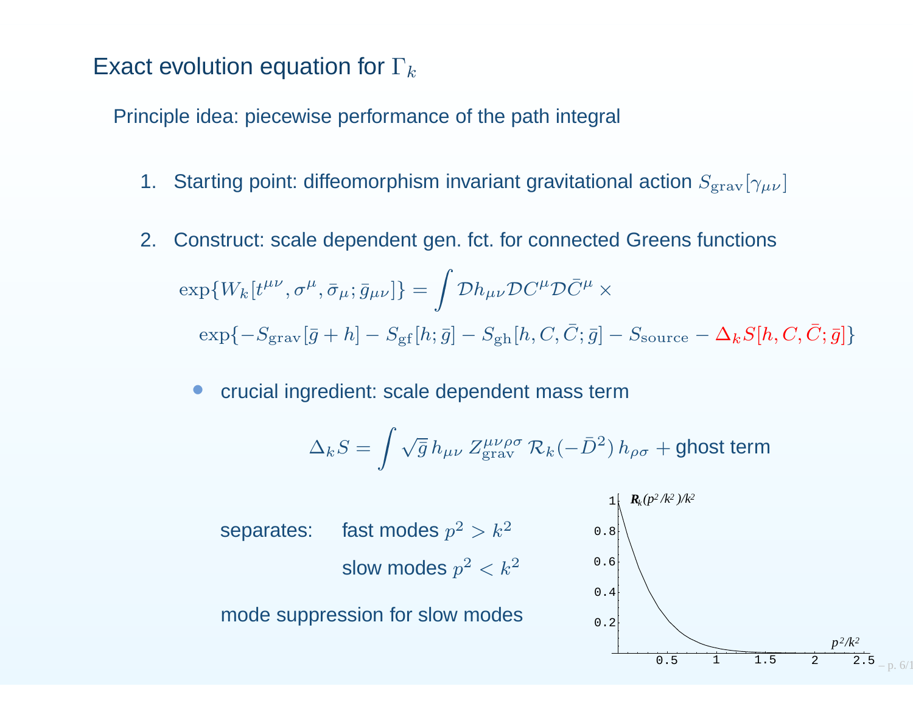## Exact evolution equation for $\Gamma_k$

Principle idea: piecewise performance of the path integral

1. Starting point: diffeomorphism invariant gravitational action $S_{\rm grav}[\gamma_{\mu\nu}]$

2. Construct: scale dependent gen. fct. for connected Greens functions

$$\exp\{W_k[t^{\mu\nu}, \sigma^\mu, \bar{\sigma}_\mu; \bar{g}_{\mu\nu}]\} = \int \mathcal{D}h_{\mu\nu} \mathcal{D}C^\mu \mathcal{D}\bar{C}^\mu \times$$
$$\exp\{-S_{\rm grav}[\bar{g}+h] - S_{\rm gf}[h;\bar{g}] - S_{\rm gh}[h, C, \bar{C}; \bar{g}] - S_{\rm source} - \Delta_k S[h, C, \bar{C}; \bar{g}]\}$$

- crucial ingredient: scale dependent mass term

$$\Delta_k S = \int \sqrt{\bar{g}}\, h_{\mu\nu}\, Z^{\mu\nu\rho\sigma}_{\rm grav}\, \mathcal{R}_k(-\bar{D}^2)\, h_{\rho\sigma} + \text{ghost term}$$

separates: fast modes $p^2 > k^2$

slow modes $p^2 < k^2$

mode suppression for slow modes

Plot: $\mathcal{R}_k(p^2/k^2)/k^2$ versus $p^2/k^2$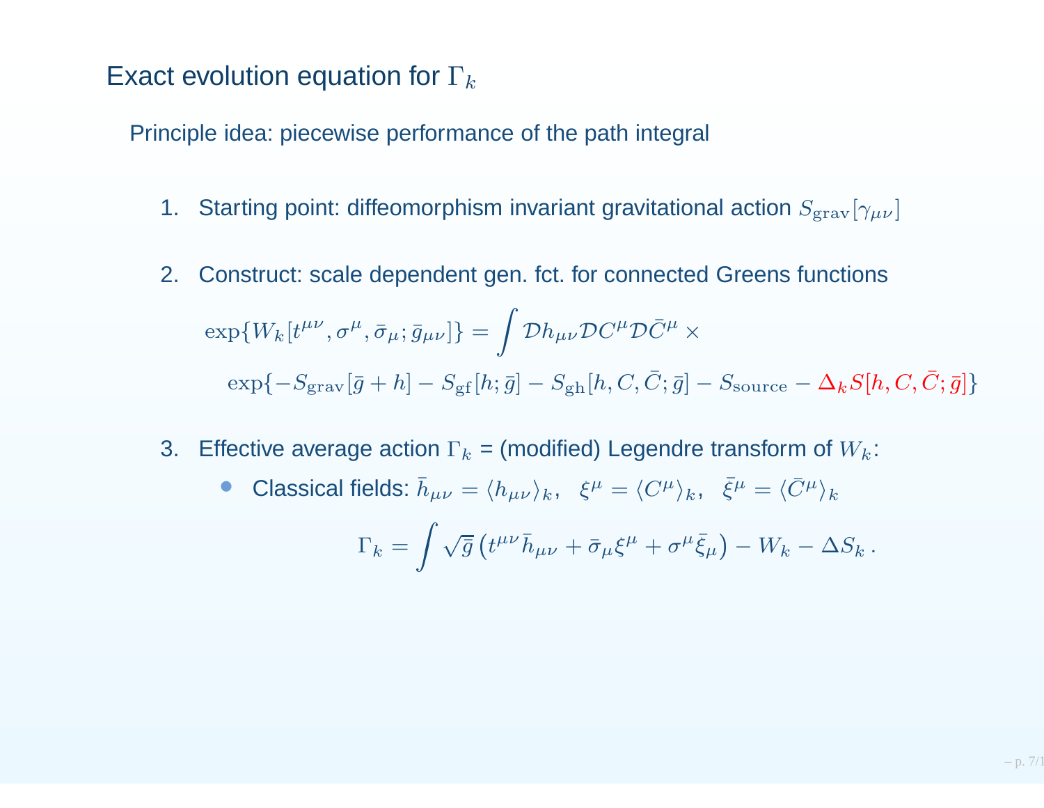## Exact evolution equation for $\Gamma_k$

Principle idea: piecewise performance of the path integral

1. Starting point: diffeomorphism invariant gravitational action $S_{\rm grav}[\gamma_{\mu\nu}]$

2. Construct: scale dependent gen. fct. for connected Greens functions

$$\exp\{W_k[t^{\mu\nu}, \sigma^\mu, \bar{\sigma}_\mu; \bar{g}_{\mu\nu}]\} = \int \mathcal{D}h_{\mu\nu} \mathcal{D}C^\mu \mathcal{D}\bar{C}^\mu \times$$

$$\exp\{-S_{\rm grav}[\bar{g} + h] - S_{\rm gf}[h; \bar{g}] - S_{\rm gh}[h, C, \bar{C}; \bar{g}] - S_{\rm source} - \Delta_k S[h, C, \bar{C}; \bar{g}]\}$$

3. Effective average action $\Gamma_k$ = (modified) Legendre transform of $W_k$:
   - Classical fields: $\bar{h}_{\mu\nu} = \langle h_{\mu\nu} \rangle_k, \;\; \xi^\mu = \langle C^\mu \rangle_k, \;\; \bar{\xi}^\mu = \langle \bar{C}^\mu \rangle_k$

$$\Gamma_k = \int \sqrt{\bar{g}} \left( t^{\mu\nu} \bar{h}_{\mu\nu} + \bar{\sigma}_\mu \xi^\mu + \sigma^\mu \bar{\xi}_\mu \right) - W_k - \Delta S_k \, .$$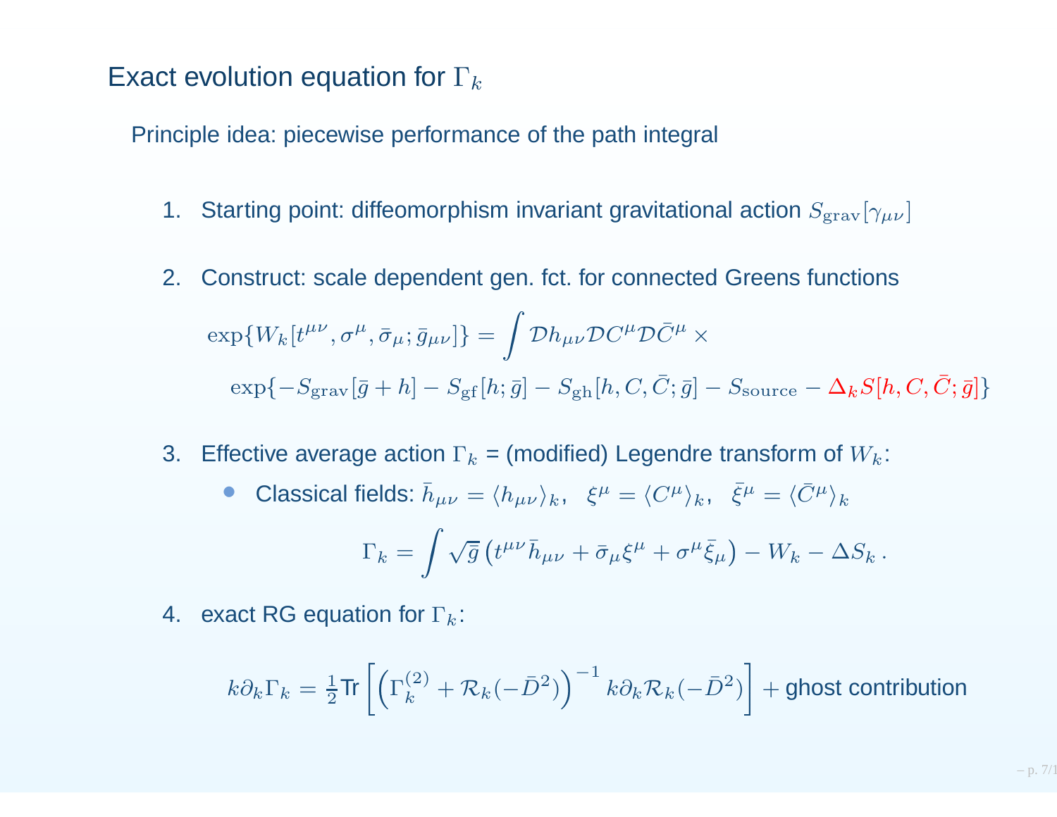# Exact evolution equation for $\Gamma_k$

Principle idea: piecewise performance of the path integral

1. Starting point: diffeomorphism invariant gravitational action $S_{\rm grav}[\gamma_{\mu\nu}]$

2. Construct: scale dependent gen. fct. for connected Greens functions

$$\exp\{W_k[t^{\mu\nu}, \sigma^\mu, \bar{\sigma}_\mu; \bar{g}_{\mu\nu}]\} = \int \mathcal{D}h_{\mu\nu} \mathcal{D}C^\mu \mathcal{D}\bar{C}^\mu \times$$

$$\exp\{-S_{\rm grav}[\bar{g} + h] - S_{\rm gf}[h; \bar{g}] - S_{\rm gh}[h, C, \bar{C}; \bar{g}] - S_{\rm source} - \Delta_k S[h, C, \bar{C}; \bar{g}]\}$$

3. Effective average action $\Gamma_k$ = (modified) Legendre transform of $W_k$:
   - Classical fields: $\bar{h}_{\mu\nu} = \langle h_{\mu\nu} \rangle_k, \;\; \xi^\mu = \langle C^\mu \rangle_k, \;\; \bar{\xi}^\mu = \langle \bar{C}^\mu \rangle_k$

$$\Gamma_k = \int \sqrt{\bar{g}} \left( t^{\mu\nu} \bar{h}_{\mu\nu} + \bar{\sigma}_\mu \xi^\mu + \sigma^\mu \bar{\xi}_\mu \right) - W_k - \Delta S_k \, .$$

4. exact RG equation for $\Gamma_k$:

$$k\partial_k \Gamma_k = \tfrac{1}{2} \text{Tr} \left[ \left( \Gamma_k^{(2)} + \mathcal{R}_k(-\bar{D}^2) \right)^{-1} k\partial_k \mathcal{R}_k(-\bar{D}^2) \right] + \text{ghost contribution}$$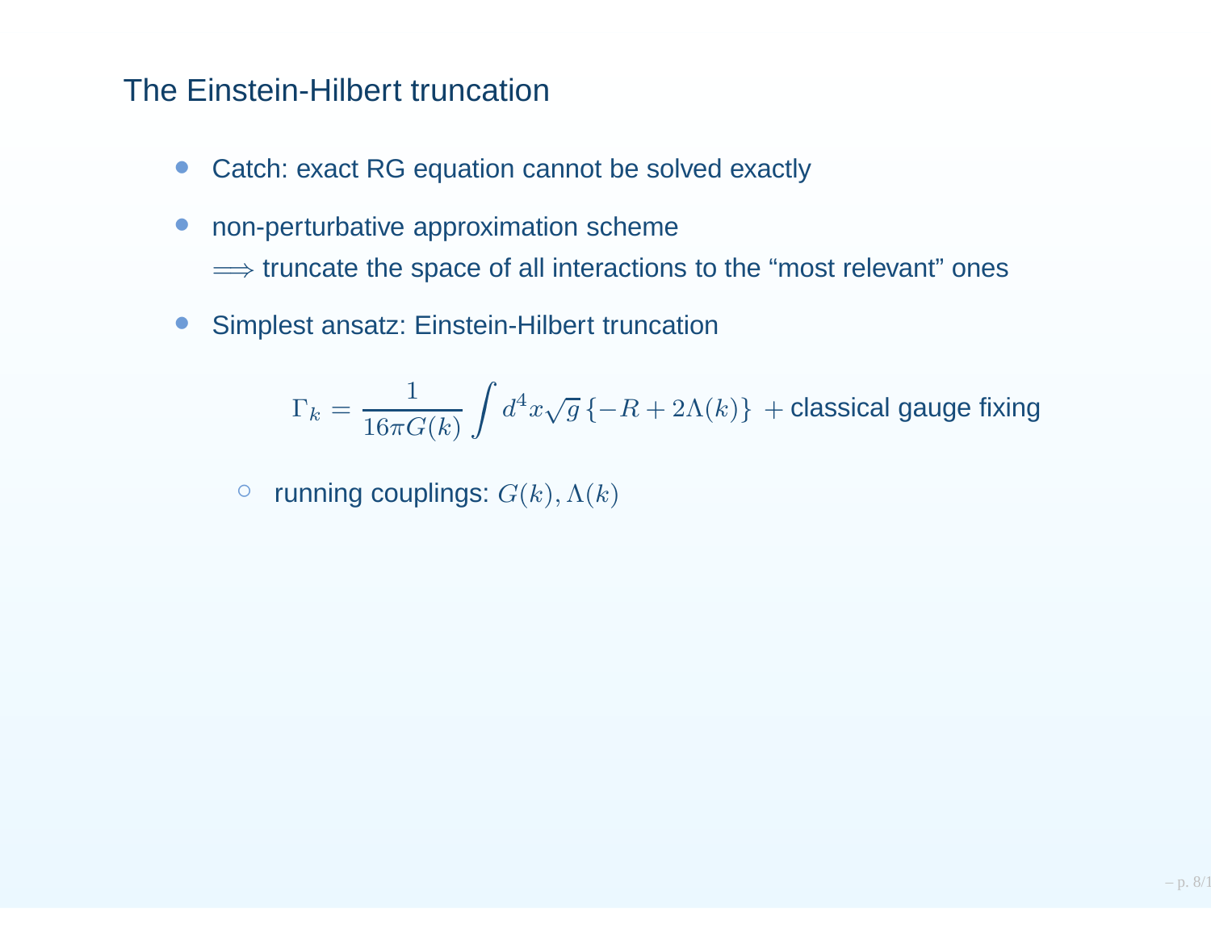## The Einstein-Hilbert truncation

- Catch: exact RG equation cannot be solved exactly
- non-perturbative approximation scheme
  $\Longrightarrow$ truncate the space of all interactions to the "most relevant" ones
- Simplest ansatz: Einstein-Hilbert truncation

$$\Gamma_k = \frac{1}{16\pi G(k)} \int d^4x \sqrt{g} \, \{-R + 2\Lambda(k)\} \; + \text{classical gauge fixing}$$

  - running couplings: $G(k), \Lambda(k)$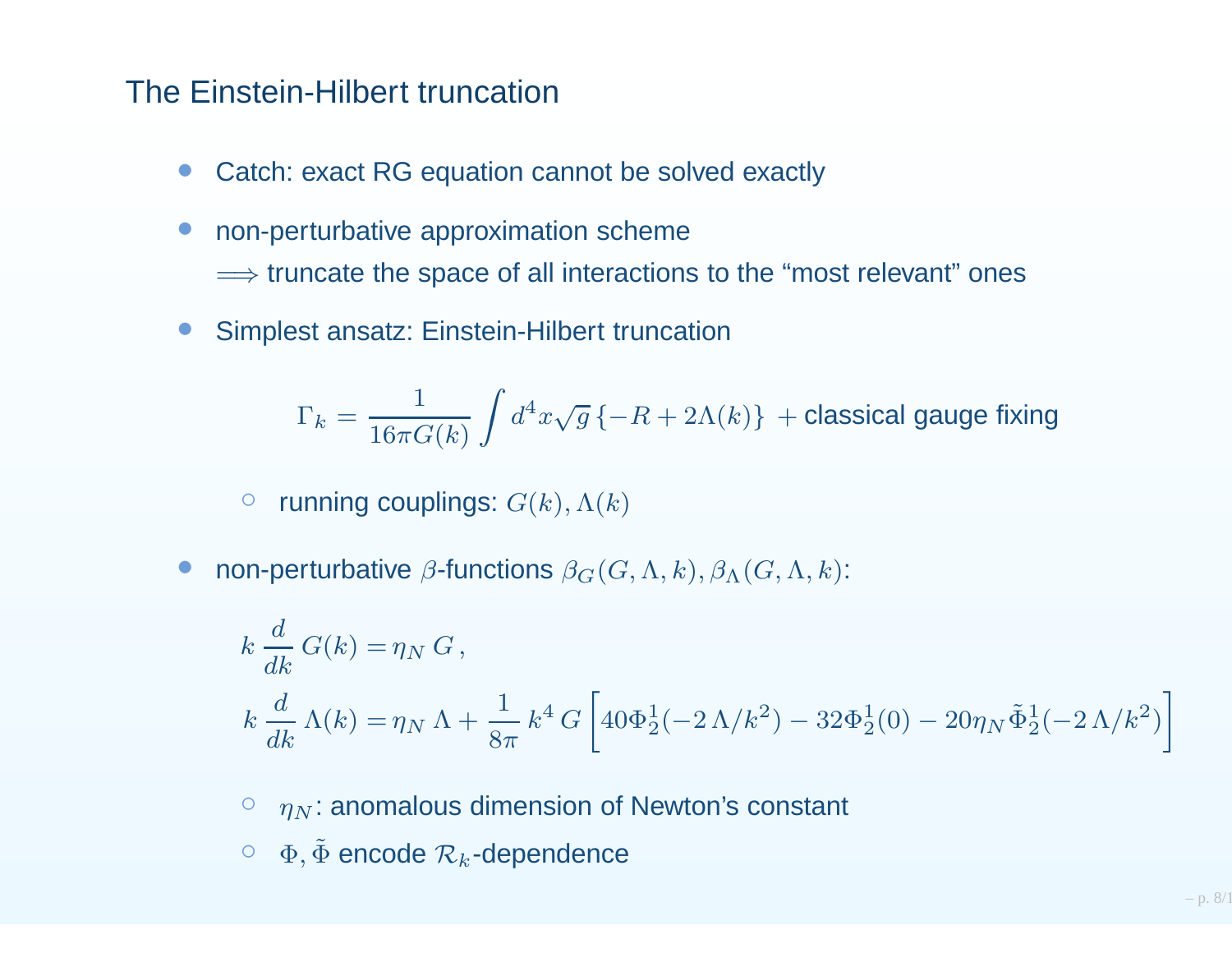# The Einstein-Hilbert truncation

- Catch: exact RG equation cannot be solved exactly
- non-perturbative approximation scheme
  $\Longrightarrow$ truncate the space of all interactions to the "most relevant" ones
- Simplest ansatz: Einstein-Hilbert truncation

$$\Gamma_k = \frac{1}{16\pi G(k)} \int d^4x \sqrt{g} \, \{-R + 2\Lambda(k)\} \; + \text{classical gauge fixing}$$

  - running couplings: $G(k), \Lambda(k)$

- non-perturbative $\beta$-functions $\beta_G(G, \Lambda, k), \beta_\Lambda(G, \Lambda, k)$:

$$k \frac{d}{dk} G(k) = \eta_N \, G \, ,$$

$$k \frac{d}{dk} \Lambda(k) = \eta_N \, \Lambda + \frac{1}{8\pi} k^4 \, G \left[ 40\Phi^1_2(-2\,\Lambda/k^2) - 32\Phi^1_2(0) - 20\eta_N \tilde{\Phi}^1_2(-2\,\Lambda/k^2) \right]$$

  - $\eta_N$: anomalous dimension of Newton's constant
  - $\Phi, \tilde{\Phi}$ encode $\mathcal{R}_k$-dependence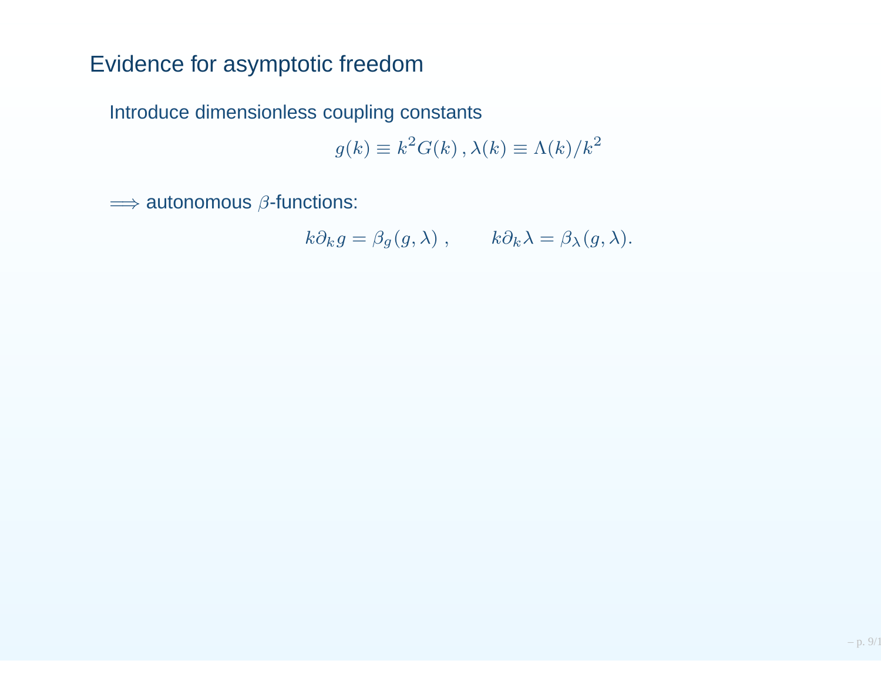# Evidence for asymptotic freedom

Introduce dimensionless coupling constants

$$g(k) \equiv k^2 G(k) \, , \lambda(k) \equiv \Lambda(k)/k^2$$

$\Longrightarrow$ autonomous $\beta$-functions:

$$k\partial_k g = \beta_g(g, \lambda) \; , \qquad k\partial_k \lambda = \beta_\lambda(g, \lambda).$$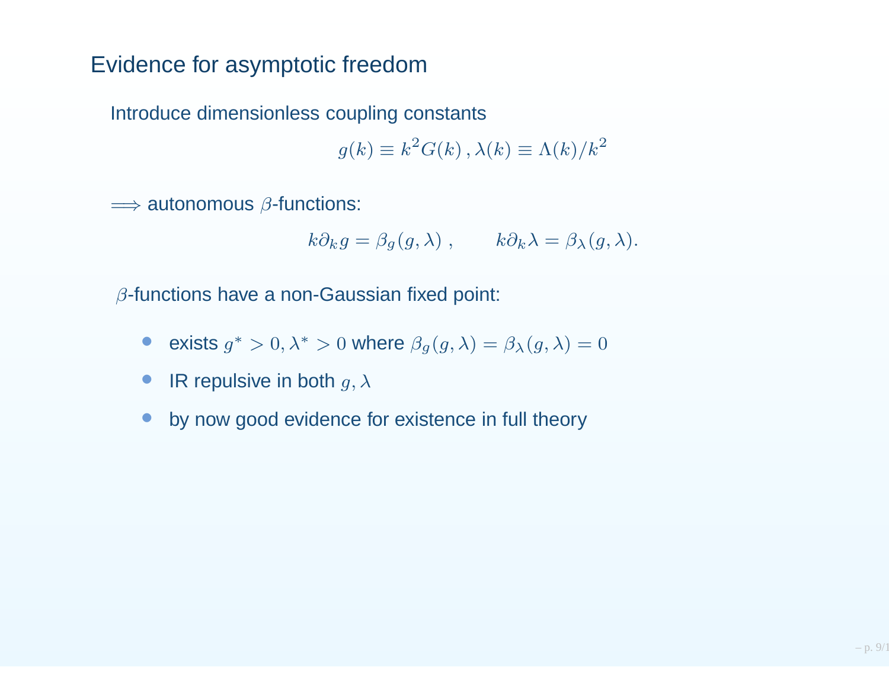# Evidence for asymptotic freedom

Introduce dimensionless coupling constants

$$g(k) \equiv k^2 G(k)\,, \lambda(k) \equiv \Lambda(k)/k^2$$

$\Longrightarrow$ autonomous $\beta$-functions:

$$k\partial_k g = \beta_g(g,\lambda)\ , \qquad k\partial_k \lambda = \beta_\lambda(g,\lambda).$$

$\beta$-functions have a non-Gaussian fixed point:

- exists $g^* > 0, \lambda^* > 0$ where $\beta_g(g,\lambda) = \beta_\lambda(g,\lambda) = 0$
- IR repulsive in both $g, \lambda$
- by now good evidence for existence in full theory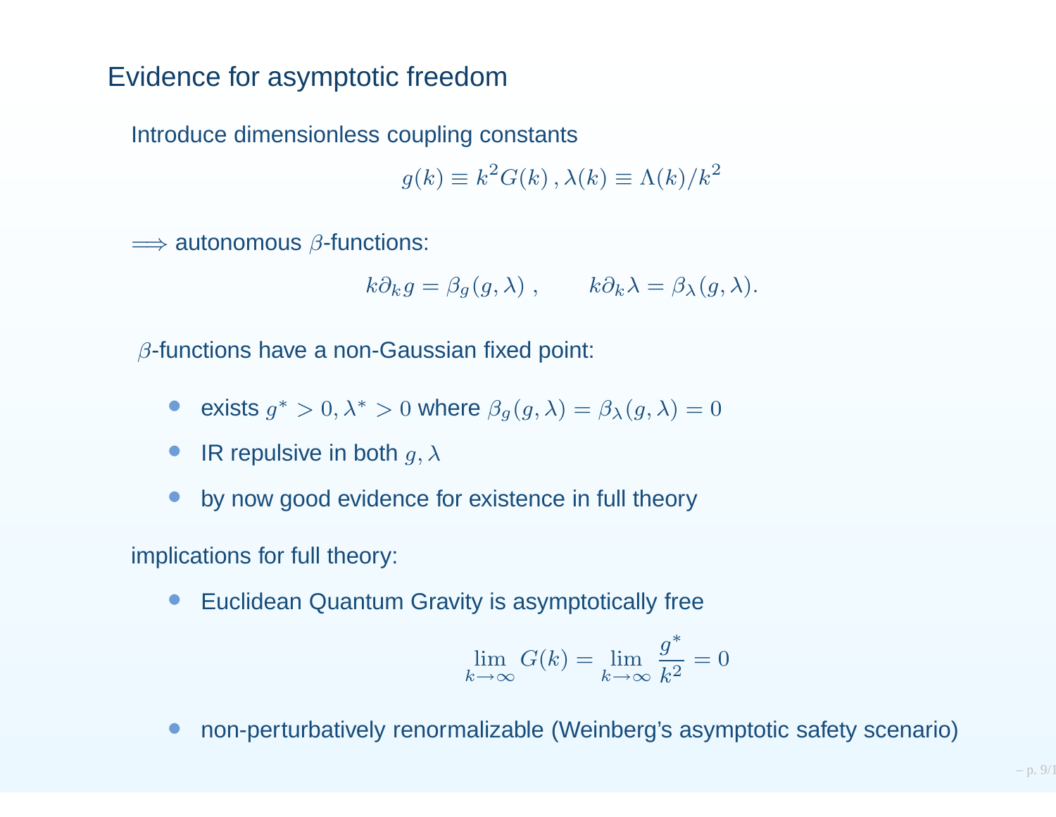# Evidence for asymptotic freedom

Introduce dimensionless coupling constants

$$g(k) \equiv k^2 G(k)\,, \lambda(k) \equiv \Lambda(k)/k^2$$

$\Longrightarrow$ autonomous $\beta$-functions:

$$k\partial_k g = \beta_g(g,\lambda)\;, \qquad k\partial_k \lambda = \beta_\lambda(g,\lambda).$$

$\beta$-functions have a non-Gaussian fixed point:

- exists $g^* > 0, \lambda^* > 0$ where $\beta_g(g,\lambda) = \beta_\lambda(g,\lambda) = 0$
- IR repulsive in both $g, \lambda$
- by now good evidence for existence in full theory

implications for full theory:

- Euclidean Quantum Gravity is asymptotically free

$$\lim_{k\to\infty} G(k) = \lim_{k\to\infty} \frac{g^*}{k^2} = 0$$

- non-perturbatively renormalizable (Weinberg's asymptotic safety scenario)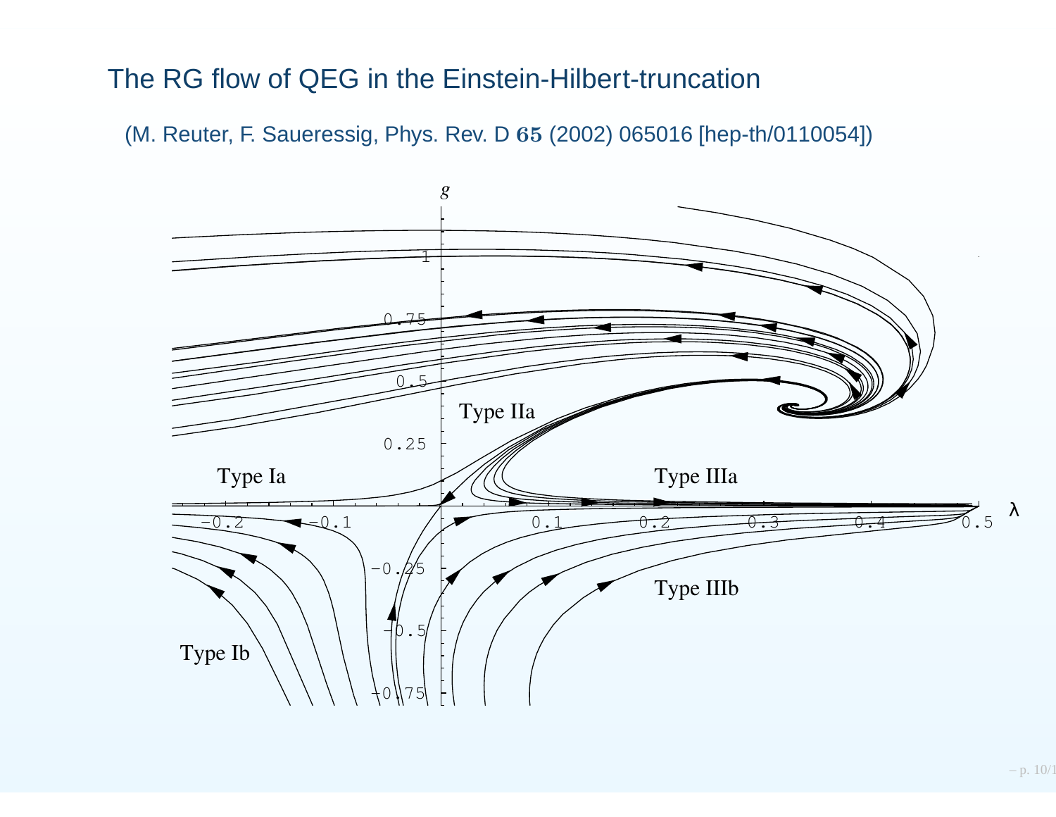# The RG flow of QEG in the Einstein-Hilbert-truncation

(M. Reuter, F. Saueressig, Phys. Rev. D **65** (2002) 065016 [hep-th/0110054])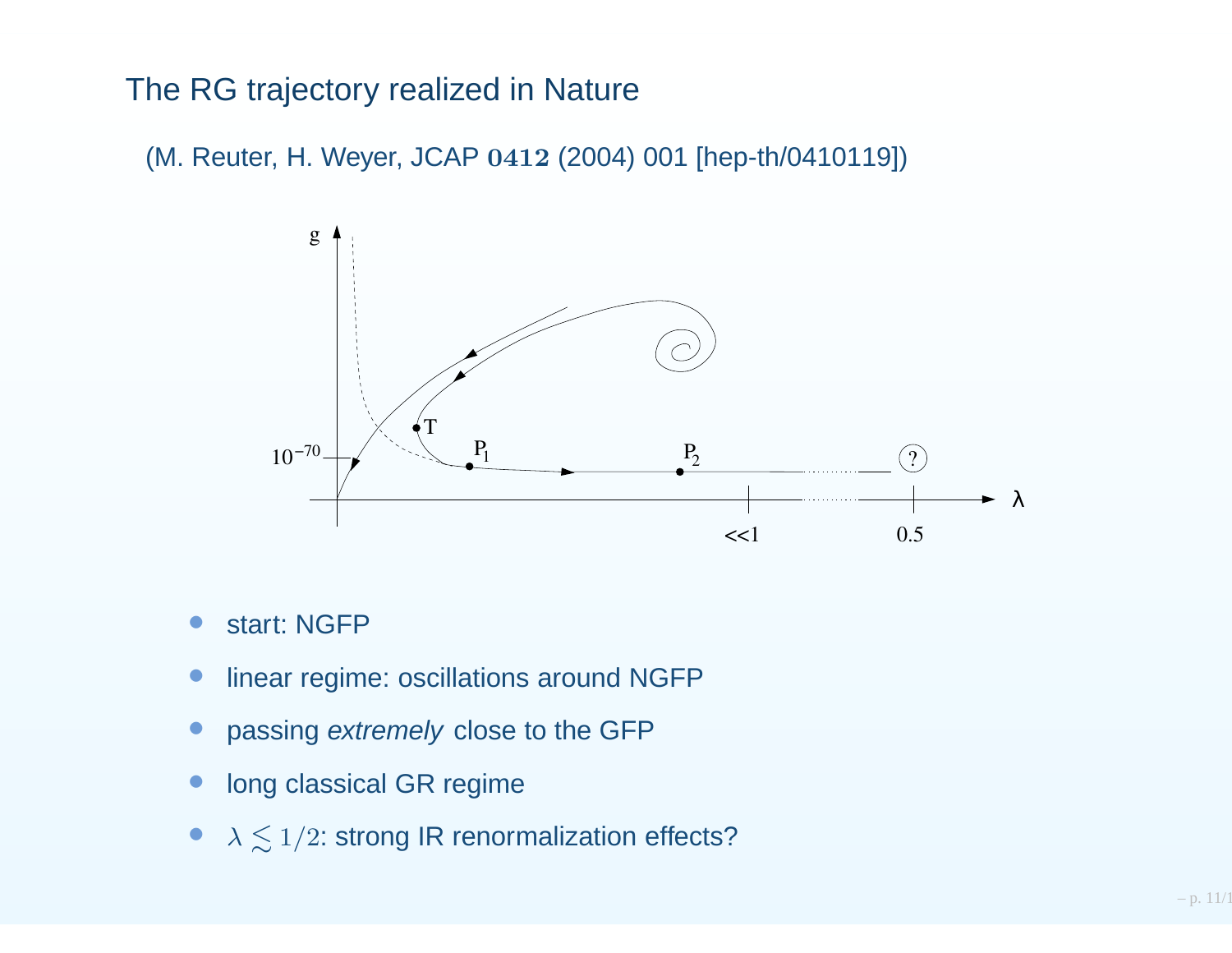## The RG trajectory realized in Nature

(M. Reuter, H. Weyer, JCAP **0412** (2004) 001 [hep-th/0410119])

- start: NGFP
- linear regime: oscillations around NGFP
- passing *extremely* close to the GFP
- long classical GR regime
- $\lambda \lesssim 1/2$: strong IR renormalization effects?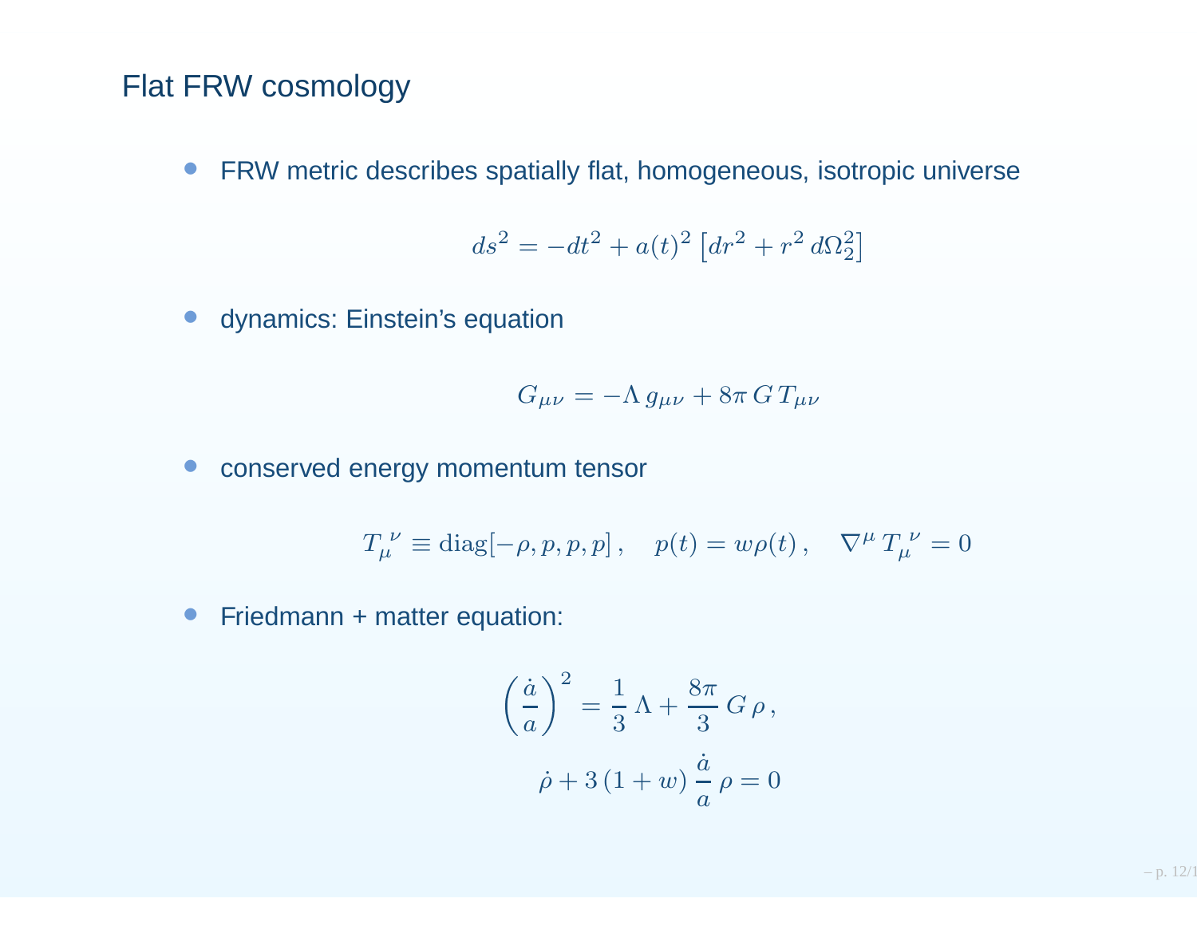# Flat FRW cosmology

- FRW metric describes spatially flat, homogeneous, isotropic universe

$$ds^2 = -dt^2 + a(t)^2 \left[dr^2 + r^2 \, d\Omega_2^2\right]$$

- dynamics: Einstein's equation

$$G_{\mu\nu} = -\Lambda \, g_{\mu\nu} + 8\pi \, G \, T_{\mu\nu}$$

- conserved energy momentum tensor

$$T_\mu^{\ \nu} \equiv \mathrm{diag}[-\rho, p, p, p] \, , \quad p(t) = w\rho(t) \, , \quad \nabla^\mu \, T_\mu^{\ \nu} = 0$$

- Friedmann + matter equation:

$$\left(\frac{\dot{a}}{a}\right)^2 = \frac{1}{3} \, \Lambda + \frac{8\pi}{3} \, G \, \rho \, ,$$

$$\dot{\rho} + 3 \, (1 + w) \, \frac{\dot{a}}{a} \, \rho = 0$$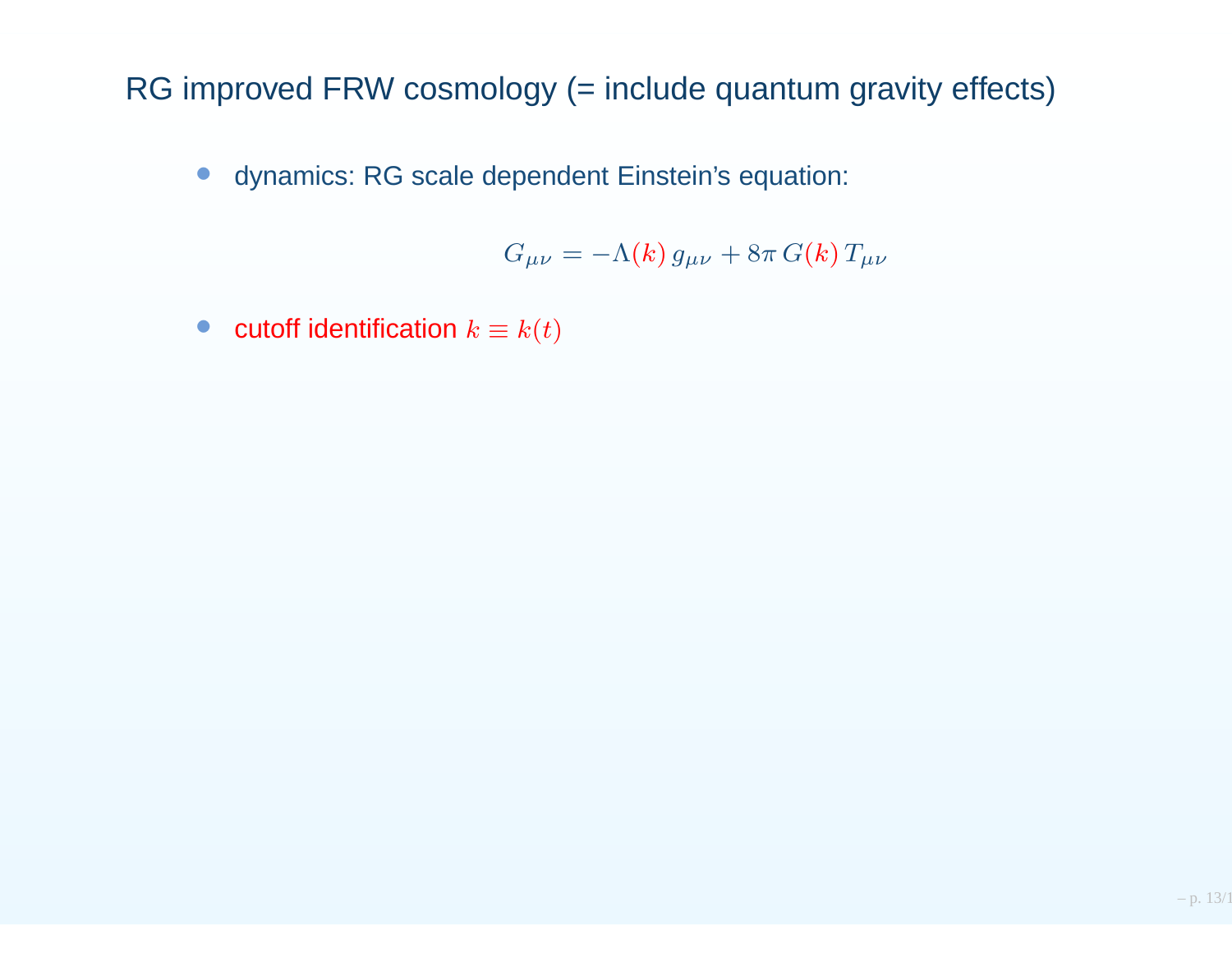## RG improved FRW cosmology (= include quantum gravity effects)

- dynamics: RG scale dependent Einstein's equation:

$$G_{\mu\nu} = -\Lambda(k)\, g_{\mu\nu} + 8\pi\, G(k)\, T_{\mu\nu}$$

- cutoff identification $k \equiv k(t)$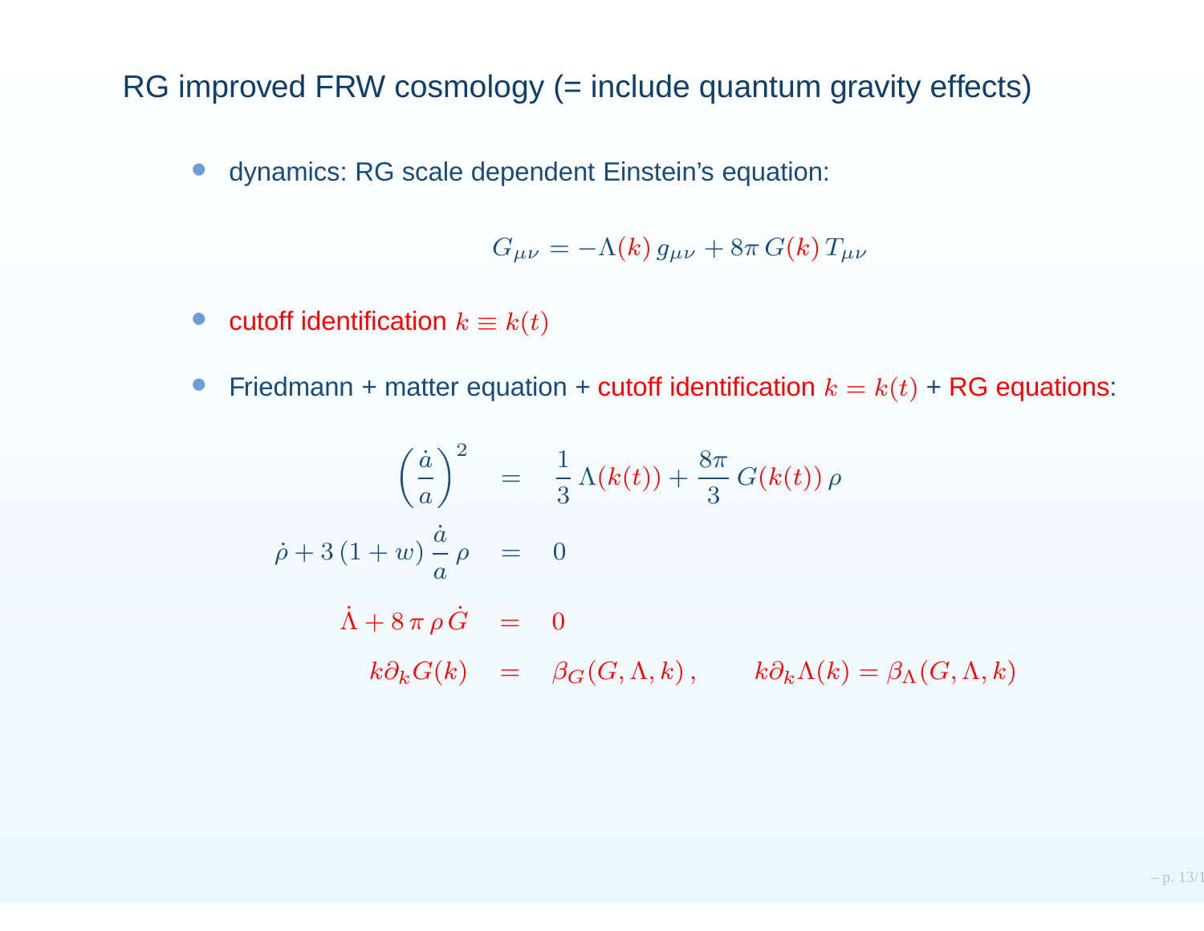# RG improved FRW cosmology (= include quantum gravity effects)

- dynamics: RG scale dependent Einstein's equation:

$$G_{\mu\nu} = -\Lambda(k)\, g_{\mu\nu} + 8\pi\, G(k)\, T_{\mu\nu}$$

- cutoff identification $k \equiv k(t)$

- Friedmann + matter equation + cutoff identification $k = k(t)$ + RG equations:

$$
\begin{aligned}
\left(\frac{\dot{a}}{a}\right)^2 &= \frac{1}{3}\,\Lambda(k(t)) + \frac{8\pi}{3}\, G(k(t))\,\rho \\
\dot{\rho} + 3\,(1+w)\,\frac{\dot{a}}{a}\,\rho &= 0 \\
\dot{\Lambda} + 8\,\pi\,\rho\,\dot{G} &= 0 \\
k\partial_k G(k) &= \beta_G(G, \Lambda, k)\,, \qquad k\partial_k \Lambda(k) = \beta_\Lambda(G, \Lambda, k)
\end{aligned}
$$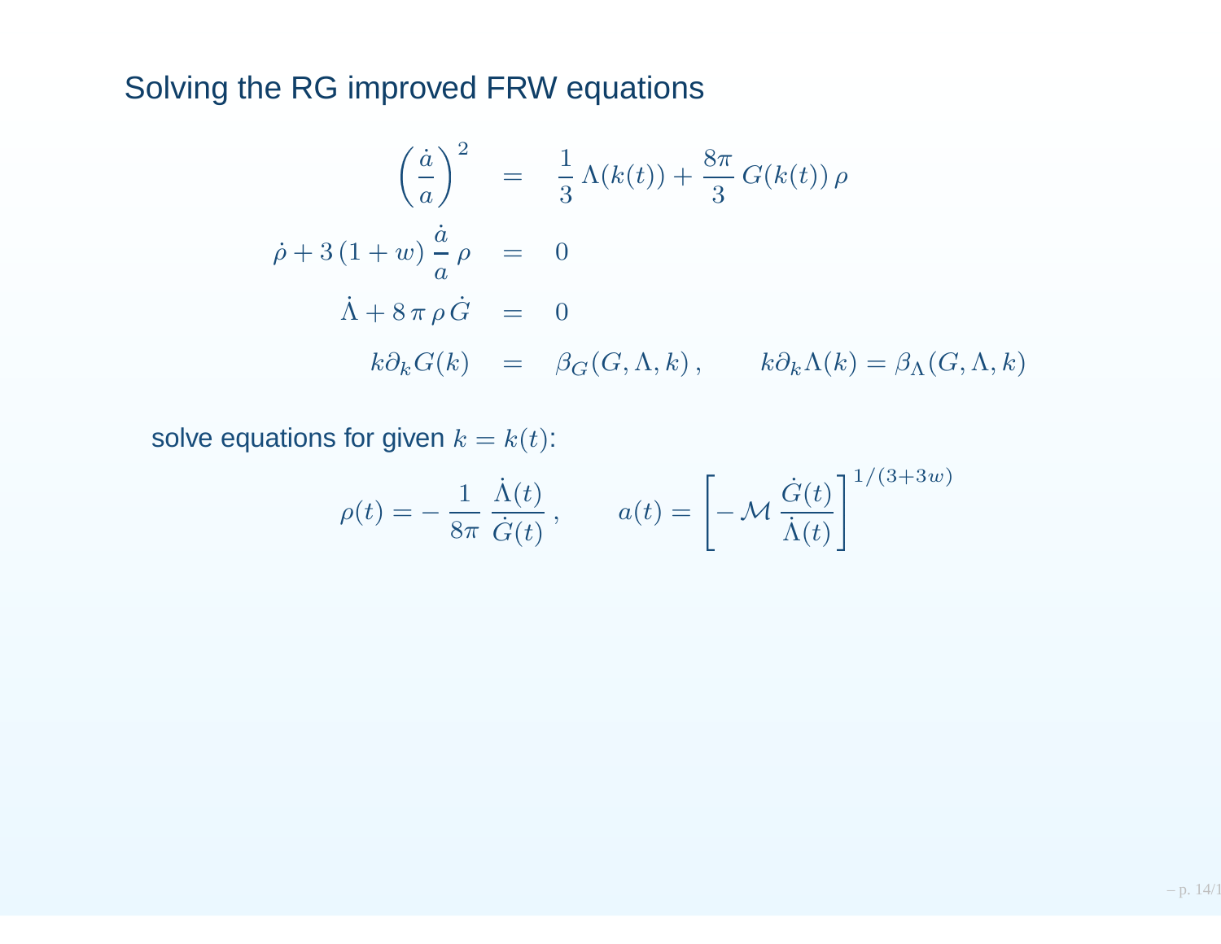## Solving the RG improved FRW equations

$$
\begin{aligned}
\left(\frac{\dot{a}}{a}\right)^2 &= \frac{1}{3}\,\Lambda(k(t)) + \frac{8\pi}{3}\,G(k(t))\,\rho \\
\dot{\rho} + 3\,(1+w)\,\frac{\dot{a}}{a}\,\rho &= 0 \\
\dot{\Lambda} + 8\,\pi\,\rho\,\dot{G} &= 0 \\
k\partial_k G(k) &= \beta_G(G,\Lambda,k)\,, \qquad k\partial_k \Lambda(k) = \beta_\Lambda(G,\Lambda,k)
\end{aligned}
$$

solve equations for given $k = k(t)$:

$$
\rho(t) = -\,\frac{1}{8\pi}\,\frac{\dot{\Lambda}(t)}{\dot{G}(t)}\,, \qquad a(t) = \left[-\,\mathcal{M}\,\frac{\dot{G}(t)}{\dot{\Lambda}(t)}\right]^{1/(3+3w)}
$$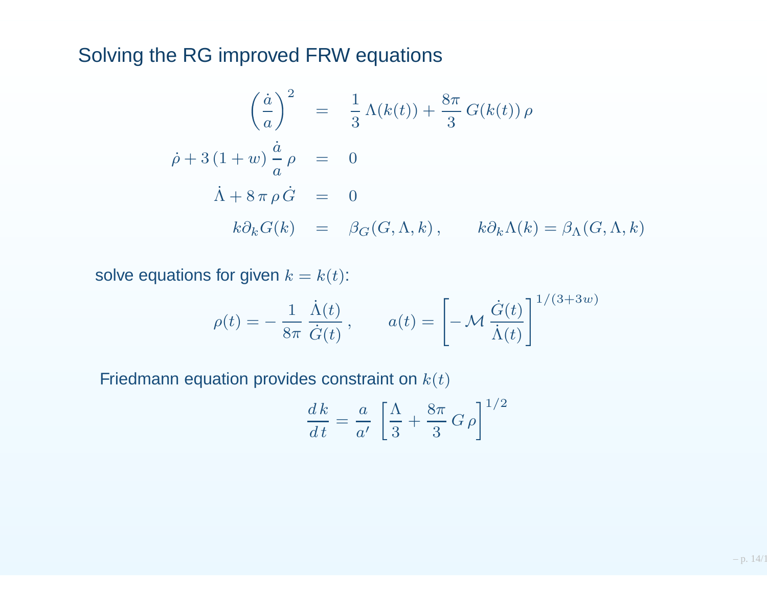## Solving the RG improved FRW equations

$$
\begin{aligned}
\left(\frac{\dot{a}}{a}\right)^2 &= \frac{1}{3}\,\Lambda(k(t)) + \frac{8\pi}{3}\,G(k(t))\,\rho \\
\dot{\rho} + 3\,(1+w)\,\frac{\dot{a}}{a}\,\rho &= 0 \\
\dot{\Lambda} + 8\,\pi\,\rho\,\dot{G} &= 0 \\
k\partial_k G(k) &= \beta_G(G,\Lambda,k)\,, \qquad k\partial_k \Lambda(k) = \beta_\Lambda(G,\Lambda,k)
\end{aligned}
$$

solve equations for given $k = k(t)$:

$$
\rho(t) = -\,\frac{1}{8\pi}\,\frac{\dot{\Lambda}(t)}{\dot{G}(t)}\,, \qquad a(t) = \left[-\,\mathcal{M}\,\frac{\dot{G}(t)}{\dot{\Lambda}(t)}\right]^{1/(3+3w)}
$$

Friedmann equation provides constraint on $k(t)$

$$
\frac{d\,k}{d\,t} = \frac{a}{a'}\,\left[\frac{\Lambda}{3} + \frac{8\pi}{3}\,G\,\rho\right]^{1/2}
$$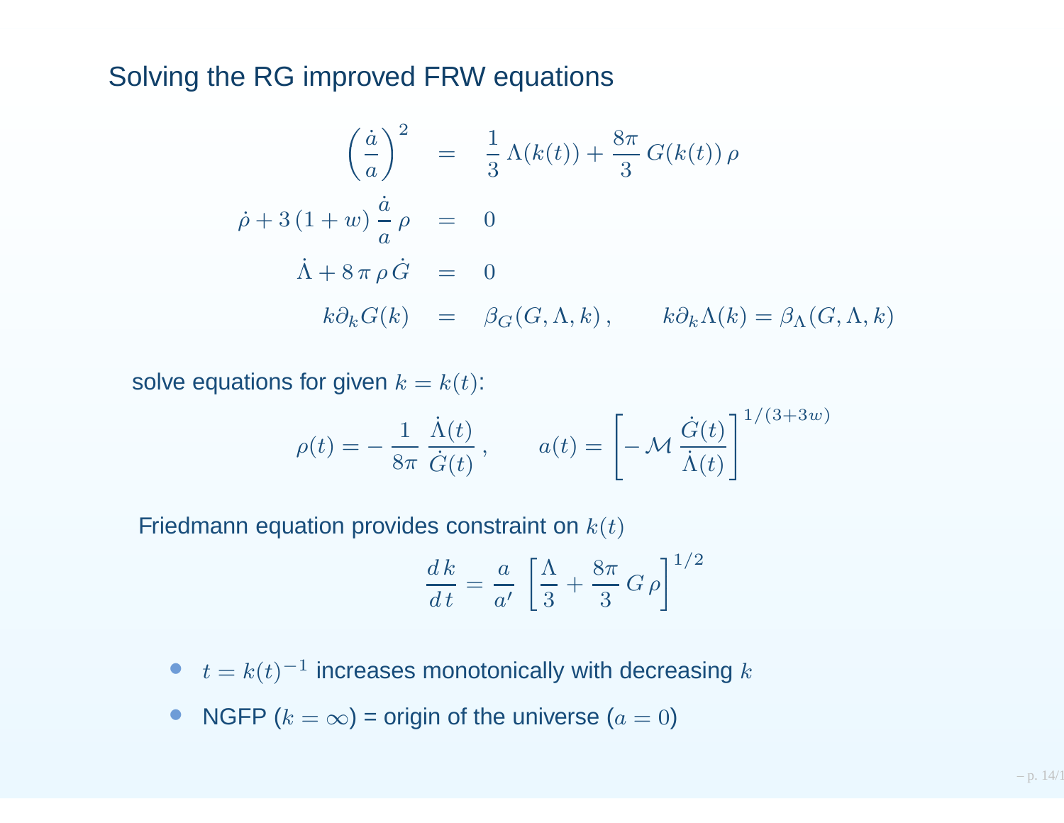## Solving the RG improved FRW equations

$$
\begin{aligned}
\left(\frac{\dot{a}}{a}\right)^2 &= \frac{1}{3}\,\Lambda(k(t)) + \frac{8\pi}{3}\,G(k(t))\,\rho \\
\dot{\rho} + 3\,(1+w)\,\frac{\dot{a}}{a}\,\rho &= 0 \\
\dot{\Lambda} + 8\,\pi\,\rho\,\dot{G} &= 0 \\
k\partial_k G(k) &= \beta_G(G,\Lambda,k)\,, \qquad k\partial_k \Lambda(k) = \beta_\Lambda(G,\Lambda,k)
\end{aligned}
$$

solve equations for given $k = k(t)$:

$$
\rho(t) = -\,\frac{1}{8\pi}\,\frac{\dot{\Lambda}(t)}{\dot{G}(t)}\,, \qquad a(t) = \left[-\,\mathcal{M}\,\frac{\dot{G}(t)}{\dot{\Lambda}(t)}\right]^{1/(3+3w)}
$$

Friedmann equation provides constraint on $k(t)$

$$
\frac{d\,k}{d\,t} = \frac{a}{a'}\,\left[\frac{\Lambda}{3} + \frac{8\pi}{3}\,G\,\rho\right]^{1/2}
$$

- $t = k(t)^{-1}$ increases monotonically with decreasing $k$
- NGFP ($k = \infty$) = origin of the universe ($a = 0$)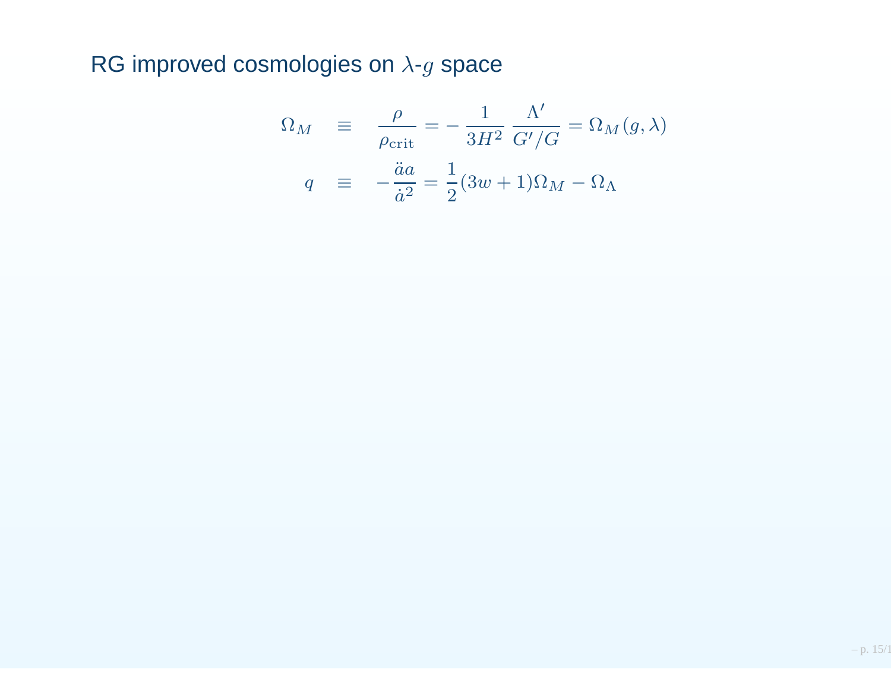## RG improved cosmologies on $\lambda$-$g$ space

$$
\begin{aligned}
\Omega_M &\equiv \frac{\rho}{\rho_{\text{crit}}} = -\frac{1}{3H^2}\,\frac{\Lambda'}{G'/G} = \Omega_M(g,\lambda) \\
q &\equiv -\frac{\ddot{a}a}{\dot{a}^2} = \frac{1}{2}(3w+1)\Omega_M - \Omega_\Lambda
\end{aligned}
$$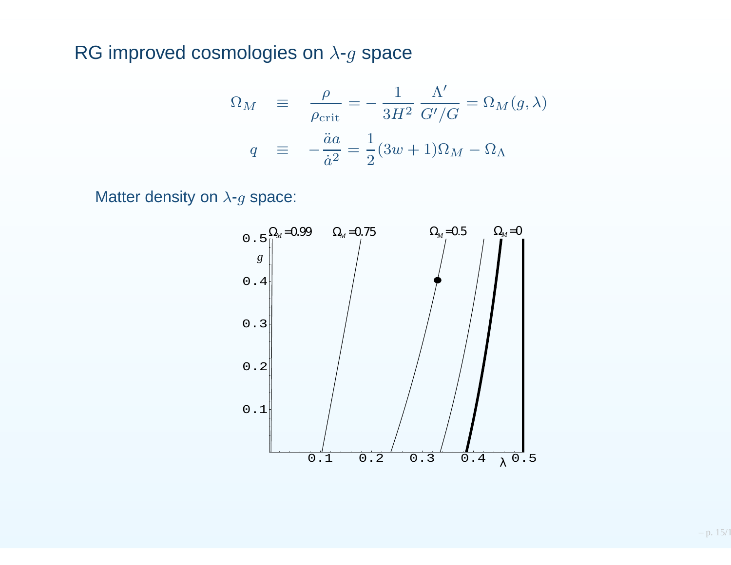## RG improved cosmologies on $\lambda$-$g$ space

$$
\Omega_M \equiv \frac{\rho}{\rho_{\rm crit}} = -\frac{1}{3H^2}\,\frac{\Lambda'}{G'/G} = \Omega_M(g,\lambda)
$$

$$
q \equiv -\frac{\ddot{a}a}{\dot{a}^2} = \frac{1}{2}(3w+1)\Omega_M - \Omega_\Lambda
$$

Matter density on $\lambda$-$g$ space: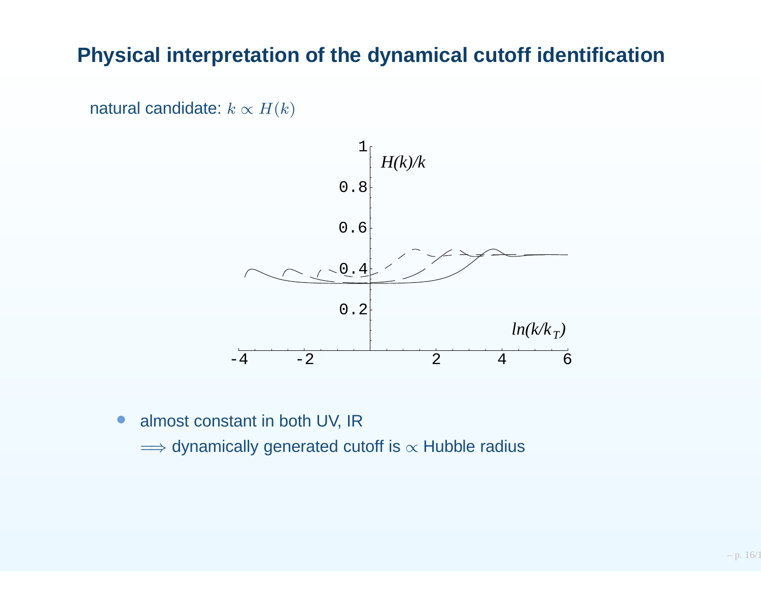# Physical interpretation of the dynamical cutoff identification

natural candidate: $k \propto H(k)$

- almost constant in both UV, IR
  $\Longrightarrow$ dynamically generated cutoff is $\propto$ Hubble radius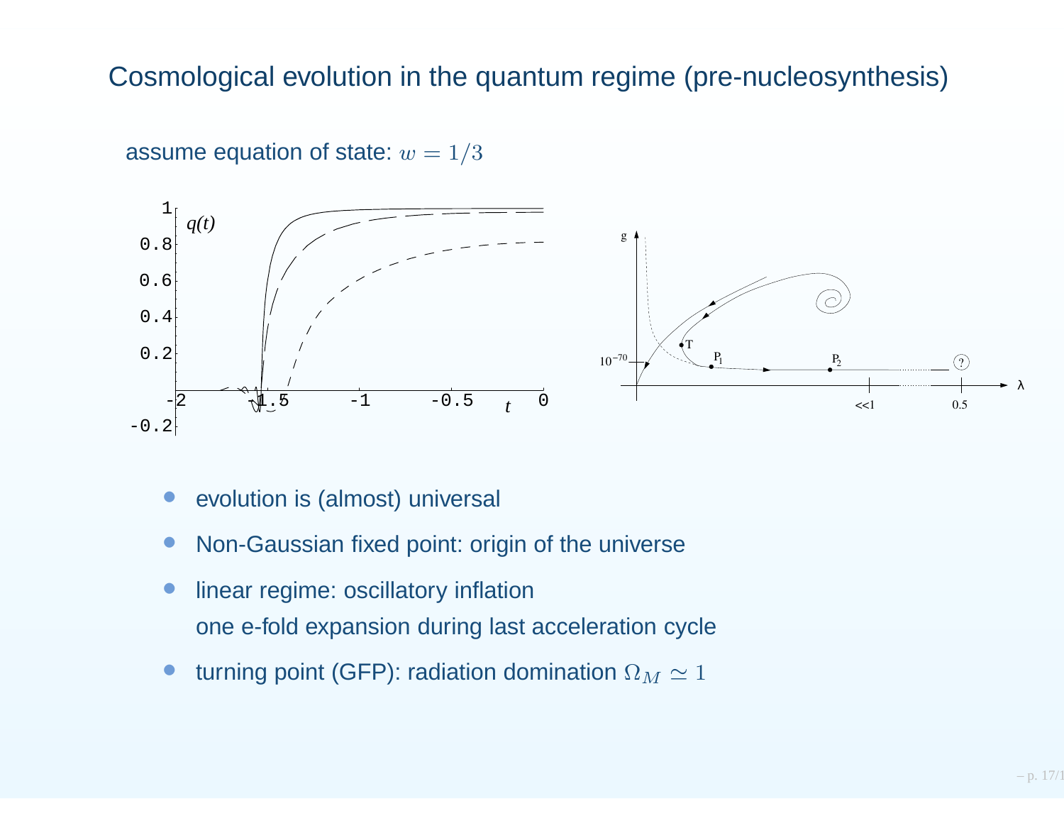# Cosmological evolution in the quantum regime (pre-nucleosynthesis)

assume equation of state: $w = 1/3$

- evolution is (almost) universal
- Non-Gaussian fixed point: origin of the universe
- linear regime: oscillatory inflation
  one e-fold expansion during last acceleration cycle
- turning point (GFP): radiation domination $\Omega_M \simeq 1$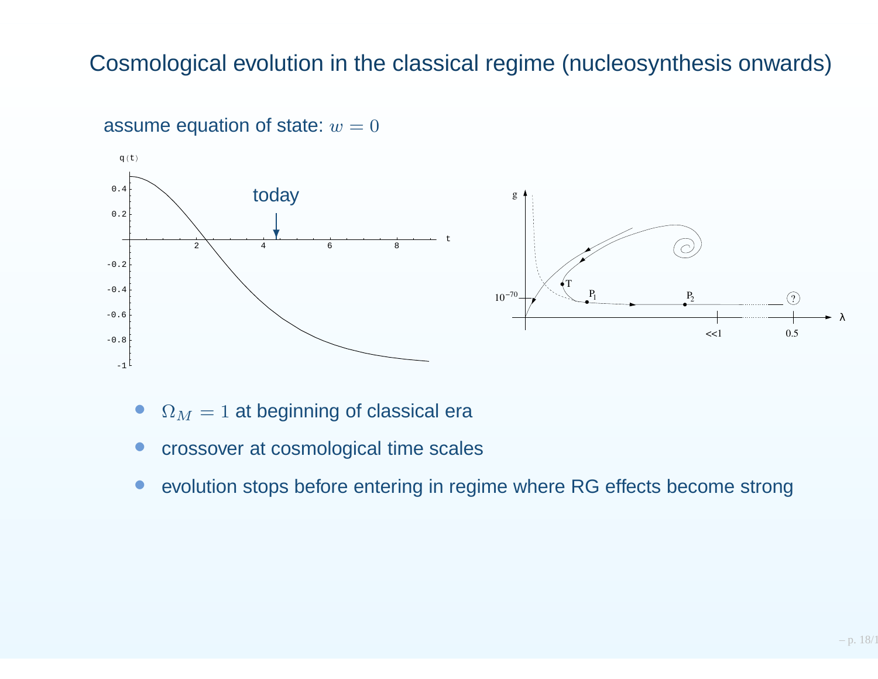# Cosmological evolution in the classical regime (nucleosynthesis onwards)

assume equation of state: $w = 0$

- $\Omega_M = 1$ at beginning of classical era
- crossover at cosmological time scales
- evolution stops before entering in regime where RG effects become strong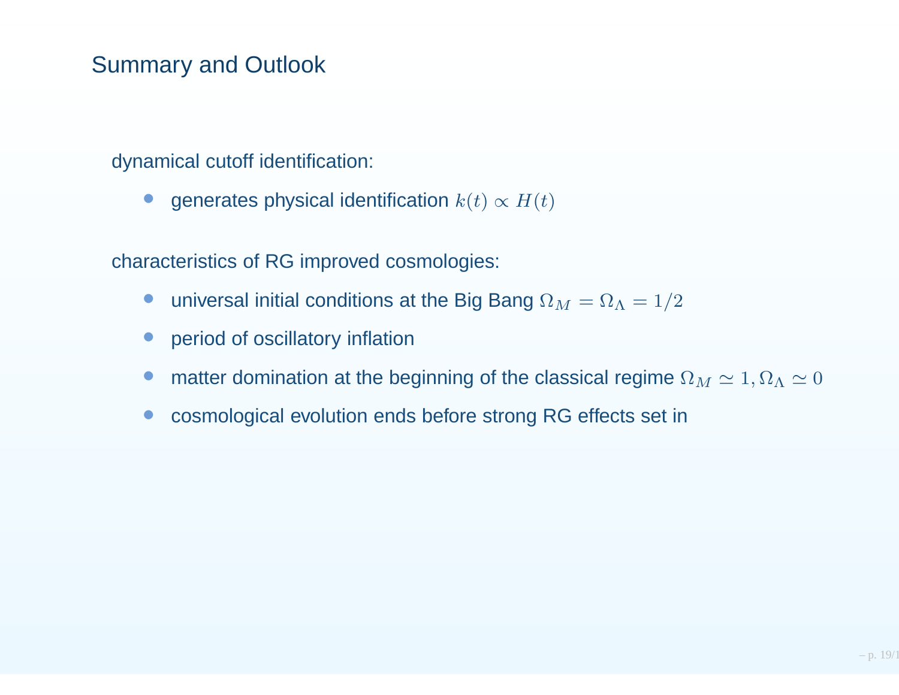# Summary and Outlook

dynamical cutoff identification:

- generates physical identification $k(t) \propto H(t)$

characteristics of RG improved cosmologies:

- universal initial conditions at the Big Bang $\Omega_M = \Omega_\Lambda = 1/2$
- period of oscillatory inflation
- matter domination at the beginning of the classical regime $\Omega_M \simeq 1, \Omega_\Lambda \simeq 0$
- cosmological evolution ends before strong RG effects set in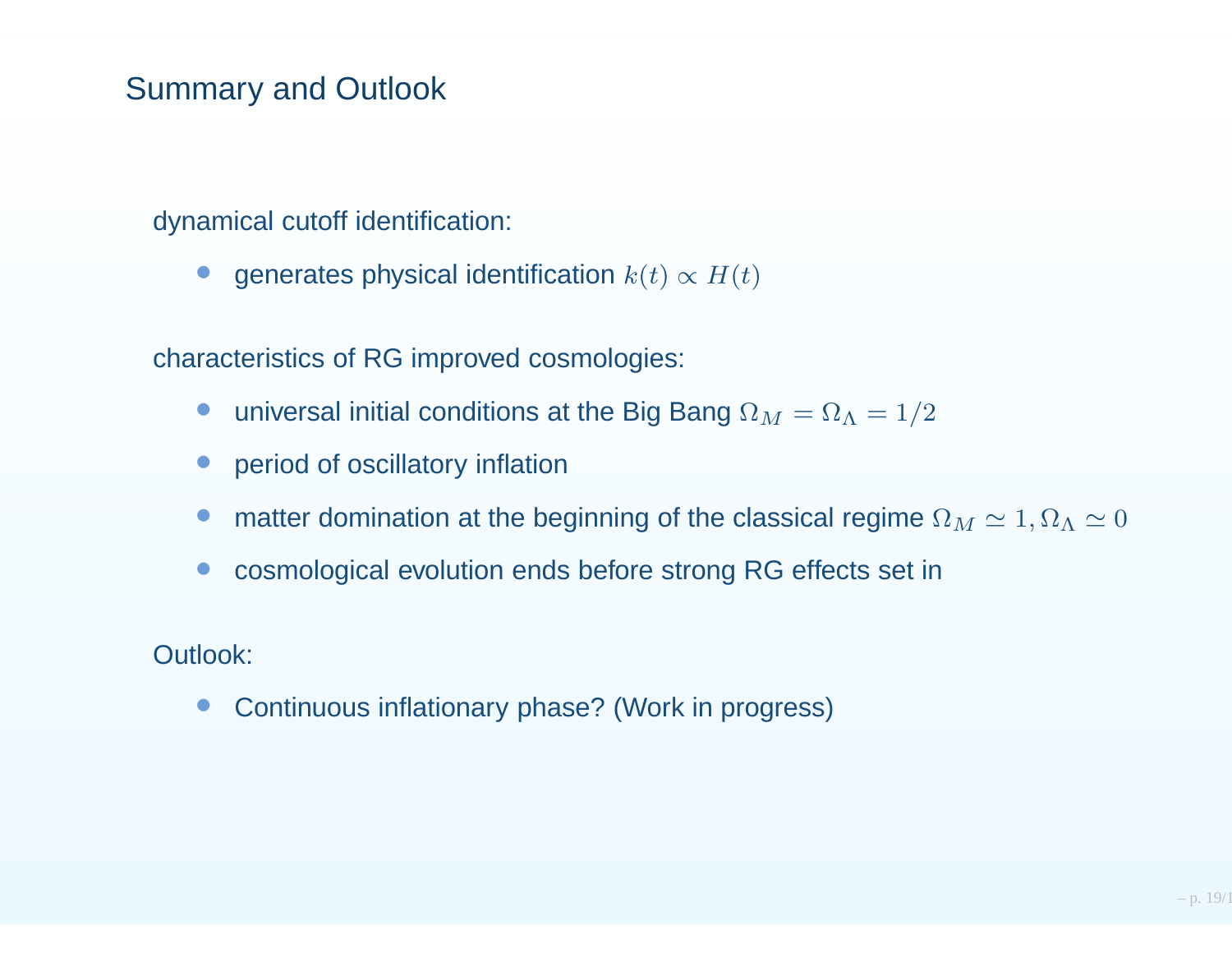# Summary and Outlook

dynamical cutoff identification:

- generates physical identification $k(t) \propto H(t)$

characteristics of RG improved cosmologies:

- universal initial conditions at the Big Bang $\Omega_M = \Omega_\Lambda = 1/2$
- period of oscillatory inflation
- matter domination at the beginning of the classical regime $\Omega_M \simeq 1, \Omega_\Lambda \simeq 0$
- cosmological evolution ends before strong RG effects set in

Outlook:

- Continuous inflationary phase? (Work in progress)